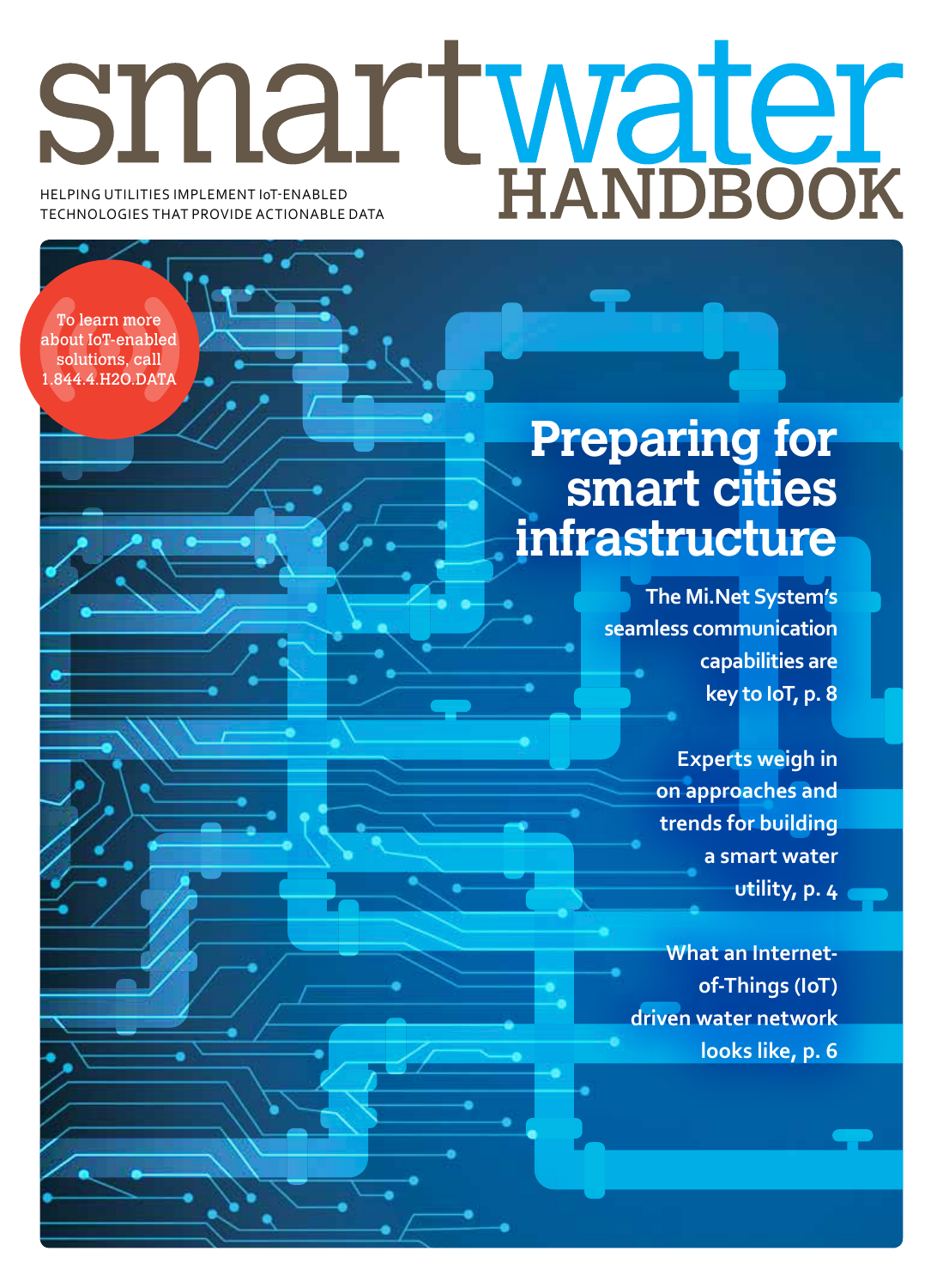# smartwater HANDBOOK

HELPING UTILITIES IMPLEMENT IoT-ENABLED TECHNOLOGIES THAT PROVIDE ACTIONABLE DATA

To learn more about IoT-enabled solutions, call 1.844.4.H2O.DATA

## Preparing for smart cities infrastructure

**The Mi.Net System's seamless communication capabilities are key to IoT, p. 8**

**Experts weigh in on approaches and trends for building a smart water utility, p. 4**

**What an Internet-of-Things (IoT) driven water network looks like, p. 6**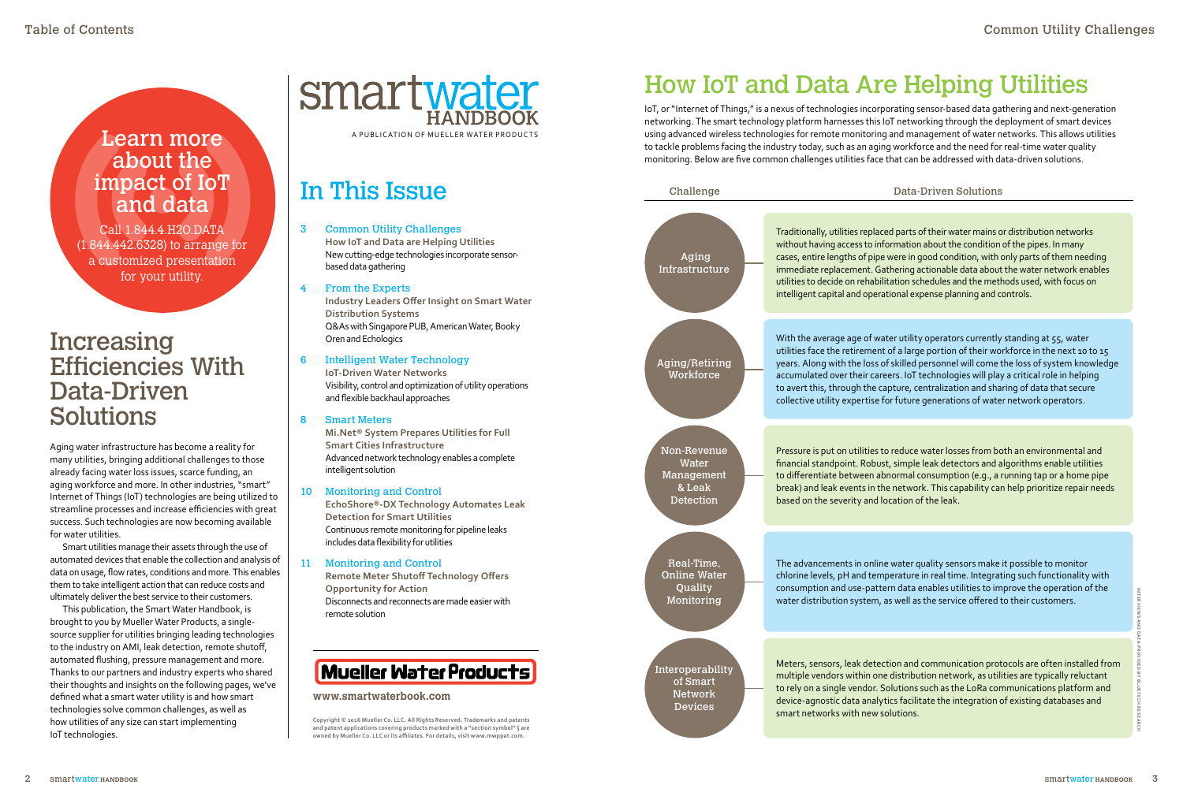Learn more about the impact of IoT and data

Call 1.844.4.H2O.DATA (1.844.442.6328) to arrange for a customized presentation for your utility.

# Increasing Efficiencies With Data-Driven Solutions

Aging water infrastructure has become a reality for many utilities, bringing additional challenges to those already facing water loss issues, scarce funding, an aging workforce and more. In other industries, "smart" Internet of Things (IoT) technologies are being utilized to streamline processes and increase efficiencies with great success. Such technologies are now becoming available for water utilities.

Smart utilities manage their assets through the use of automated devices that enable the collection and analysis of data on usage, flow rates, conditions and more. This enables them to take intelligent action that can reduce costs and ultimately deliver the best service to their customers.

This publication, the Smart Water Handbook, is brought to you by Mueller Water Products, a single-source supplier for utilities bringing leading technologies to the industry on AMI, leak detection, remote shutoff, automated flushing, pressure management and more. Thanks to our partners and industry experts who shared their thoughts and insights on the following pages, we've defined what a smart water utility is and how smart technologies solve common challenges, as well as how utilities of any size can start implementing IoT technologies.

smartwater HANDBOOK

A PUBLICATION OF MUELLER WATER PRODUCTS

## In This Issue

**3 Common Utility Challenges**
**How IoT and Data are Helping Utilities**
New cutting-edge technologies incorporate sensor-based data gathering

**4 From the Experts**
**Industry Leaders Offer Insight on Smart Water Distribution Systems**
Q&As with Singapore PUB, American Water, Booky Oren and Echologics

**6 Intelligent Water Technology**
**IoT-Driven Water Networks**
Visibility, control and optimization of utility operations and flexible backhaul approaches

**8 Smart Meters**
**Mi.Net® System Prepares Utilities for Full Smart Cities Infrastructure**
Advanced network technology enables a complete intelligent solution

**10 Monitoring and Control**
**EchoShore®-DX Technology Automates Leak Detection for Smart Utilities**
Continuous remote monitoring for pipeline leaks includes data flexibility for utilities

**11 Monitoring and Control**
**Remote Meter Shutoff Technology Offers Opportunity for Action**
Disconnects and reconnects are made easier with remote solution

Mueller Water Products

www.smartwaterbook.com

Copyright © 2016 Mueller Co. LLC. All Rights Reserved. Trademarks and patents and patent applications covering products marked with a "section symbol" § are owned by Mueller Co. LLC or its affiliates. For details, visit www.mwppat.com.

# How IoT and Data Are Helping Utilities

IoT, or "Internet of Things," is a nexus of technologies incorporating sensor-based data gathering and next-generation networking. The smart technology platform harnesses this IoT networking through the deployment of smart devices using advanced wireless technologies for remote monitoring and management of water networks. This allows utilities to tackle problems facing the industry today, such as an aging workforce and the need for real-time water quality monitoring. Below are five common challenges utilities face that can be addressed with data-driven solutions.

| Challenge | Data-Driven Solutions |
|---|---|
| Aging Infrastructure | Traditionally, utilities replaced parts of their water mains or distribution networks without having access to information about the condition of the pipes. In many cases, entire lengths of pipe were in good condition, with only parts of them needing immediate replacement. Gathering actionable data about the water network enables utilities to decide on rehabilitation schedules and the methods used, with focus on intelligent capital and operational expense planning and controls. |
| Aging/Retiring Workforce | With the average age of water utility operators currently standing at 55, water utilities face the retirement of a large portion of their workforce in the next 10 to 15 years. Along with the loss of skilled personnel will come the loss of system knowledge accumulated over their careers. IoT technologies will play a critical role in helping to avert this, through the capture, centralization and sharing of data that secure collective utility expertise for future generations of water network operators. |
| Non-Revenue Water Management & Leak Detection | Pressure is put on utilities to reduce water losses from both an environmental and financial standpoint. Robust, simple leak detectors and algorithms enable utilities to differentiate between abnormal consumption (e.g., a running tap or a home pipe break) and leak events in the network. This capability can help prioritize repair needs based on the severity and location of the leak. |
| Real-Time, Online Water Quality Monitoring | The advancements in online water quality sensors make it possible to monitor chlorine levels, pH and temperature in real time. Integrating such functionality with consumption and use-pattern data enables utilities to improve the operation of the water distribution system, as well as the service offered to their customers. |
| Interoperability of Smart Network Devices | Meters, sensors, leak detection and communication protocols are often installed from multiple vendors within one distribution network, as utilities are typically reluctant to rely on a single vendor. Solutions such as the LoRa communications platform and device-agnostic data analytics facilitate the integration of existing databases and smart networks with new solutions. |

INTERVIEWS AND DATA PROVIDED BY BLUETECH RESEARCH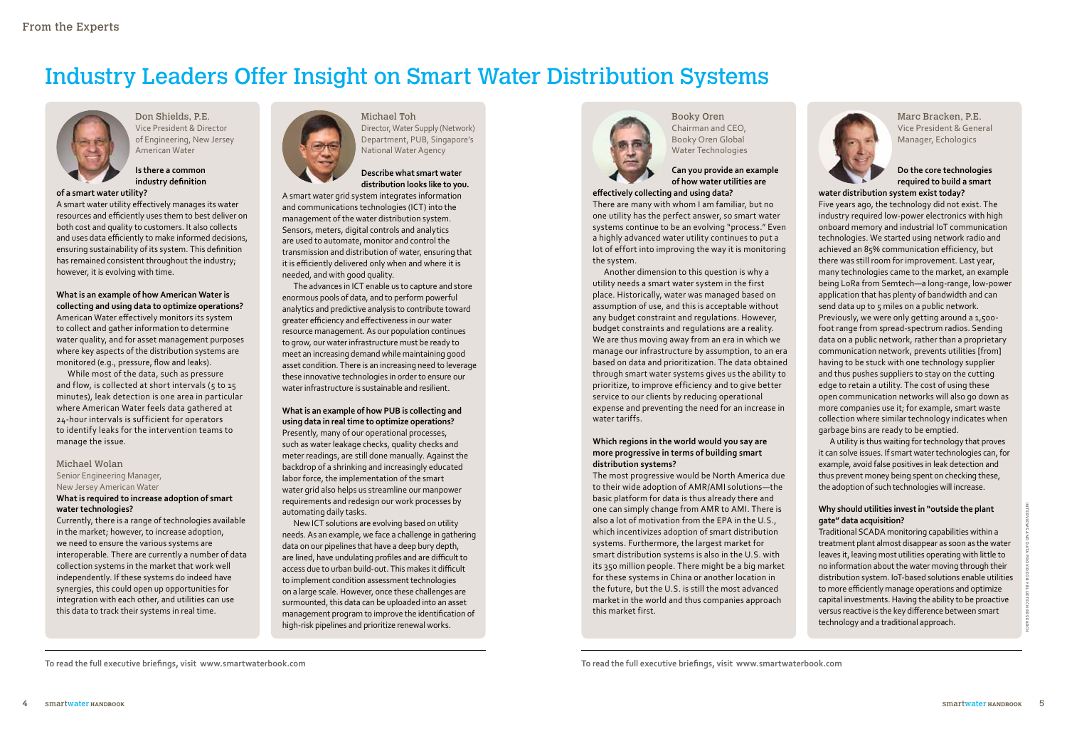From the Experts

# Industry Leaders Offer Insight on Smart Water Distribution Systems

### Don Shields, P.E.

Vice President & Director of Engineering, New Jersey American Water

**Is there a common industry definition of a smart water utility?**

A smart water utility effectively manages its water resources and efficiently uses them to best deliver on both cost and quality to customers. It also collects and uses data efficiently to make informed decisions, ensuring sustainability of its system. This definition has remained consistent throughout the industry; however, it is evolving with time.

**What is an example of how American Water is collecting and using data to optimize operations?**

American Water effectively monitors its system to collect and gather information to determine water quality, and for asset management purposes where key aspects of the distribution systems are monitored (e.g., pressure, flow and leaks).

While most of the data, such as pressure and flow, is collected at short intervals (5 to 15 minutes), leak detection is one area in particular where American Water feels data gathered at 24-hour intervals is sufficient for operators to identify leaks for the intervention teams to manage the issue.

### Michael Wolan

Senior Engineering Manager, New Jersey American Water

**What is required to increase adoption of smart water technologies?**

Currently, there is a range of technologies available in the market; however, to increase adoption, we need to ensure the various systems are interoperable. There are currently a number of data collection systems in the market that work well independently. If these systems do indeed have synergies, this could open up opportunities for integration with each other, and utilities can use this data to track their systems in real time.

### Michael Toh

Director, Water Supply (Network) Department, PUB, Singapore's National Water Agency

**Describe what smart water distribution looks like to you.**

A smart water grid system integrates information and communications technologies (ICT) into the management of the water distribution system. Sensors, meters, digital controls and analytics are used to automate, monitor and control the transmission and distribution of water, ensuring that it is efficiently delivered only when and where it is needed, and with good quality.

The advances in ICT enable us to capture and store enormous pools of data, and to perform powerful analytics and predictive analysis to contribute toward greater efficiency and effectiveness in our water resource management. As our population continues to grow, our water infrastructure must be ready to meet an increasing demand while maintaining good asset condition. There is an increasing need to leverage these innovative technologies in order to ensure our water infrastructure is sustainable and resilient.

**What is an example of how PUB is collecting and using data in real time to optimize operations?**

Presently, many of our operational processes, such as water leakage checks, quality checks and meter readings, are still done manually. Against the backdrop of a shrinking and increasingly educated labor force, the implementation of the smart water grid also helps us streamline our manpower requirements and redesign our work processes by automating daily tasks.

New ICT solutions are evolving based on utility needs. As an example, we face a challenge in gathering data on our pipelines that have a deep bury depth, are lined, have undulating profiles and are difficult to access due to urban build-out. This makes it difficult to implement condition assessment technologies on a large scale. However, once these challenges are surmounted, this data can be uploaded into an asset management program to improve the identification of high-risk pipelines and prioritize renewal works.

To read the full executive briefings, visit www.smartwaterbook.com

### Booky Oren

Chairman and CEO, Booky Oren Global Water Technologies

**Can you provide an example of how water utilities are effectively collecting and using data?**

There are many with whom I am familiar, but no one utility has the perfect answer, so smart water systems continue to be an evolving "process." Even a highly advanced water utility continues to put a lot of effort into improving the way it is monitoring the system.

Another dimension to this question is why a utility needs a smart water system in the first place. Historically, water was managed based on assumption of use, and this is acceptable without any budget constraint and regulations. However, budget constraints and regulations are a reality. We are thus moving away from an era in which we manage our infrastructure by assumption, to an era based on data and prioritization. The data obtained through smart water systems gives us the ability to prioritize, to improve efficiency and to give better service to our clients by reducing operational expense and preventing the need for an increase in water tariffs.

**Which regions in the world would you say are more progressive in terms of building smart distribution systems?**

The most progressive would be North America due to their wide adoption of AMR/AMI solutions—the basic platform for data is thus already there and one can simply change from AMR to AMI. There is also a lot of motivation from the EPA in the U.S., which incentivizes adoption of smart distribution systems. Furthermore, the largest market for smart distribution systems is also in the U.S. with its 350 million people. There might be a big market for these systems in China or another location in the future, but the U.S. is still the most advanced market in the world and thus companies approach this market first.

### Marc Bracken, P.E.

Vice President & General Manager, Echologics

**Do the core technologies required to build a smart water distribution system exist today?**

Five years ago, the technology did not exist. The industry required low-power electronics with high onboard memory and industrial IoT communication technologies. We started using network radio and achieved an 85% communication efficiency, but there was still room for improvement. Last year, many technologies came to the market, an example being LoRa from Semtech—a long-range, low-power application that has plenty of bandwidth and can send data up to 5 miles on a public network. Previously, we were only getting around a 1,500-foot range from spread-spectrum radios. Sending data on a public network, rather than a proprietary communication network, prevents utilities [from] having to be stuck with one technology supplier and thus pushes suppliers to stay on the cutting edge to retain a utility. The cost of using these open communication networks will also go down as more companies use it; for example, smart waste collection where similar technology indicates when garbage bins are ready to be emptied.

A utility is thus waiting for technology that proves it can solve issues. If smart water technologies can, for example, avoid false positives in leak detection and thus prevent money being spent on checking these, the adoption of such technologies will increase.

**Why should utilities invest in "outside the plant gate" data acquisition?**

Traditional SCADA monitoring capabilities within a treatment plant almost disappear as soon as the water leaves it, leaving most utilities operating with little to no information about the water moving through their distribution system. IoT-based solutions enable utilities to more efficiently manage operations and optimize capital investments. Having the ability to be proactive versus reactive is the key difference between smart technology and a traditional approach.

Interviews and data provided by Bluetech Research

To read the full executive briefings, visit www.smartwaterbook.com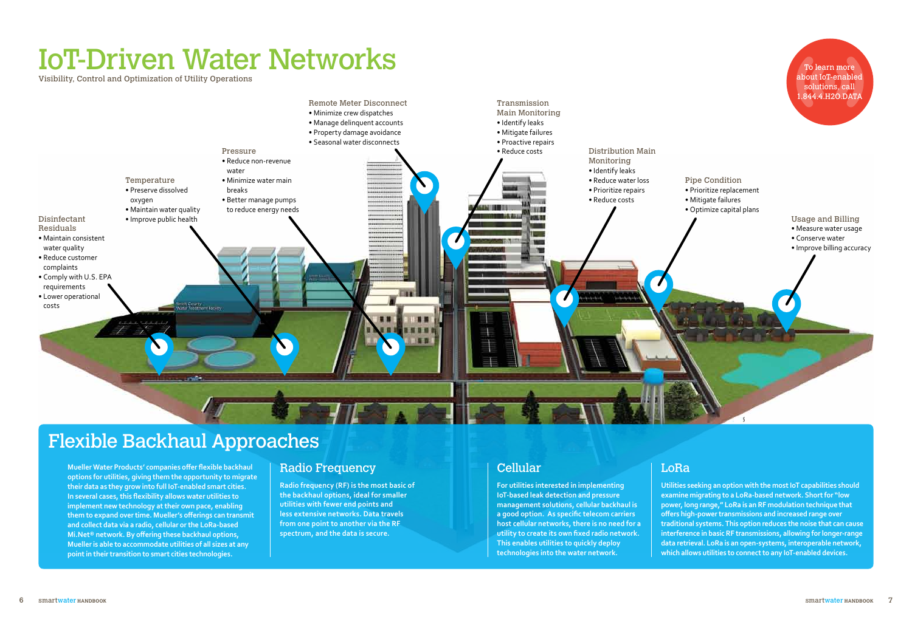# IoT-Driven Water Networks

Visibility, Control and Optimization of Utility Operations

To learn more about IoT-enabled solutions, call 1.844.4.H2O.DATA

### Disinfectant Residuals

- Maintain consistent water quality
- Reduce customer complaints
- Comply with U.S. EPA requirements
- Lower operational costs

### Temperature

- Preserve dissolved oxygen
- Maintain water quality
- Improve public health

### Pressure

- Reduce non-revenue water
- Minimize water main breaks
- Better manage pumps to reduce energy needs

### Remote Meter Disconnect

- Minimize crew dispatches
- Manage delinquent accounts
- Property damage avoidance
- Seasonal water disconnects

### Transmission Main Monitoring

- Identify leaks
- Mitigate failures
- Proactive repairs
- Reduce costs

### Distribution Main Monitoring

- Identify leaks
- Reduce water loss
- Prioritize repairs
- Reduce costs

### Pipe Condition

- Prioritize replacement
- Mitigate failures
- Optimize capital plans

### Usage and Billing

- Measure water usage
- Conserve water
- Improve billing accuracy

## Flexible Backhaul Approaches

**Mueller Water Products' companies offer flexible backhaul options for utilities, giving them the opportunity to migrate their data as they grow into full IoT-enabled smart cities. In several cases, this flexibility allows water utilities to implement new technology at their own pace, enabling them to expand over time. Mueller's offerings can transmit and collect data via a radio, cellular or the LoRa-based Mi.Net® network. By offering these backhaul options, Mueller is able to accommodate utilities of all sizes at any point in their transition to smart cities technologies.**

### Radio Frequency

**Radio frequency (RF) is the most basic of the backhaul options, ideal for smaller utilities with fewer end points and less extensive networks. Data travels from one point to another via the RF spectrum, and the data is secure.**

### Cellular

**For utilities interested in implementing IoT-based leak detection and pressure management solutions, cellular backhaul is a good option. As specific telecom carriers host cellular networks, there is no need for a utility to create its own fixed radio network. This enables utilities to quickly deploy technologies into the water network.**

### LoRa

**Utilities seeking an option with the most IoT capabilities should examine migrating to a LoRa-based network. Short for "low power, long range," LoRa is an RF modulation technique that offers high-power transmissions and increased range over traditional systems. This option reduces the noise that can cause interference in basic RF transmissions, allowing for longer-range data retrieval. LoRa is an open-systems, interoperable network, which allows utilities to connect to any IoT-enabled devices.**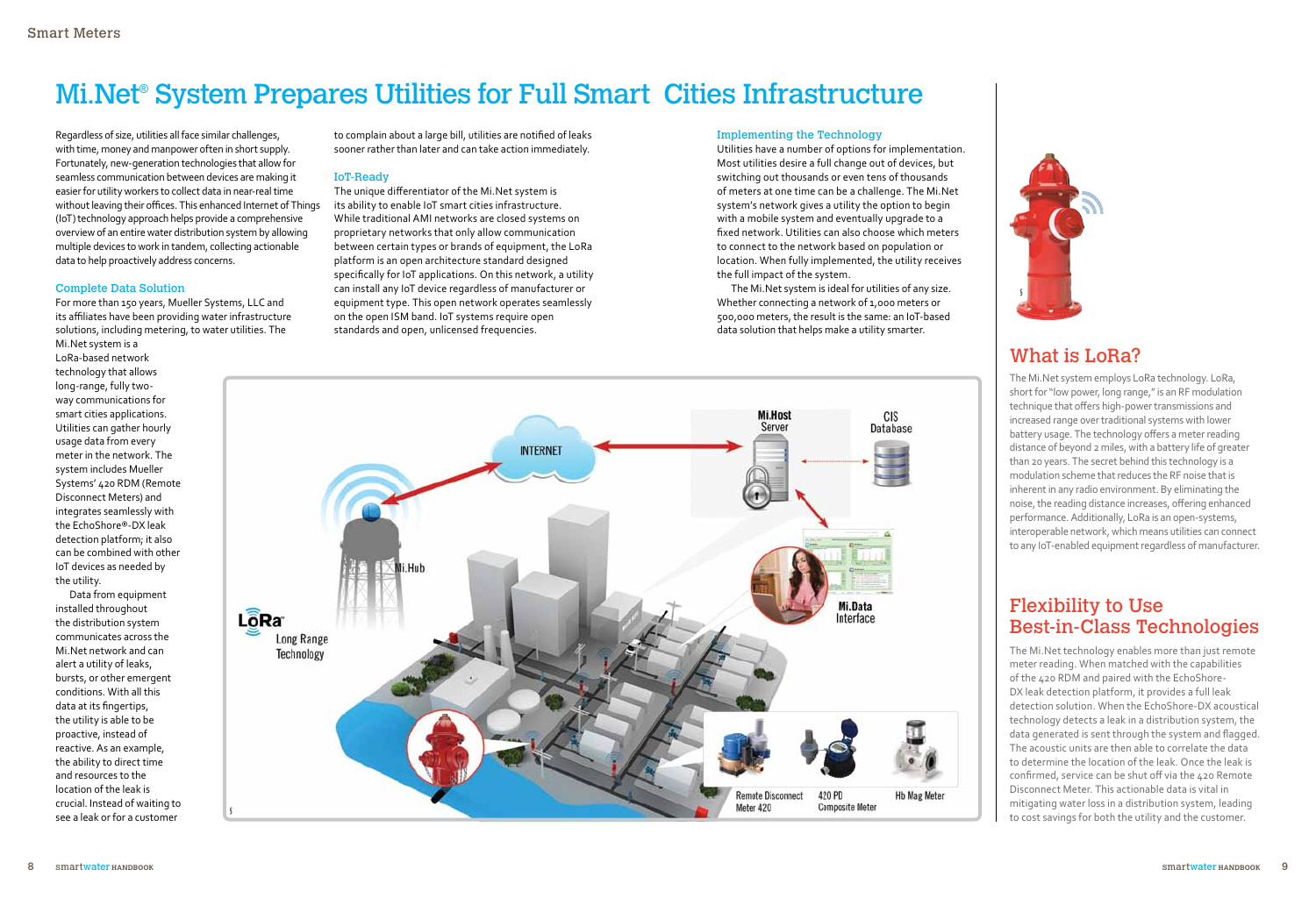# Mi.Net® System Prepares Utilities for Full Smart Cities Infrastructure

Regardless of size, utilities all face similar challenges, with time, money and manpower often in short supply. Fortunately, new-generation technologies that allow for seamless communication between devices are making it easier for utility workers to collect data in near-real time without leaving their offices. This enhanced Internet of Things (IoT) technology approach helps provide a comprehensive overview of an entire water distribution system by allowing multiple devices to work in tandem, collecting actionable data to help proactively address concerns.

## Complete Data Solution

For more than 150 years, Mueller Systems, LLC and its affiliates have been providing water infrastructure solutions, including metering, to water utilities. The Mi.Net system is a LoRa-based network technology that allows long-range, fully two-way communications for smart cities applications. Utilities can gather hourly usage data from every meter in the network. The system includes Mueller Systems' 420 RDM (Remote Disconnect Meters) and integrates seamlessly with the EchoShore®-DX leak detection platform; it also can be combined with other IoT devices as needed by the utility.

Data from equipment installed throughout the distribution system communicates across the Mi.Net network and can alert a utility of leaks, bursts, or other emergent conditions. With all this data at its fingertips, the utility is able to be proactive, instead of reactive. As an example, the ability to direct time and resources to the location of the leak is crucial. Instead of waiting to see a leak or for a customer to complain about a large bill, utilities are notified of leaks sooner rather than later and can take action immediately.

## IoT-Ready

The unique differentiator of the Mi.Net system is its ability to enable IoT smart cities infrastructure. While traditional AMI networks are closed systems on proprietary networks that only allow communication between certain types or brands of equipment, the LoRa platform is an open architecture standard designed specifically for IoT applications. On this network, a utility can install any IoT device regardless of manufacturer or equipment type. This open network operates seamlessly on the open ISM band. IoT systems require open standards and open, unlicensed frequencies.

## Implementing the Technology

Utilities have a number of options for implementation. Most utilities desire a full change out of devices, but switching out thousands or even tens of thousands of meters at one time can be a challenge. The Mi.Net system's network gives a utility the option to begin with a mobile system and eventually upgrade to a fixed network. Utilities can also choose which meters to connect to the network based on population or location. When fully implemented, the utility receives the full impact of the system.

The Mi.Net system is ideal for utilities of any size. Whether connecting a network of 1,000 meters or 500,000 meters, the result is the same: an IoT-based data solution that helps make a utility smarter.

## What is LoRa?

The Mi.Net system employs LoRa technology. LoRa, short for "low power, long range," is an RF modulation technique that offers high-power transmissions and increased range over traditional systems with lower battery usage. The technology offers a meter reading distance of beyond 2 miles, with a battery life of greater than 20 years. The secret behind this technology is a modulation scheme that reduces the RF noise that is inherent in any radio environment. By eliminating the noise, the reading distance increases, offering enhanced performance. Additionally, LoRa is an open-systems, interoperable network, which means utilities can connect to any IoT-enabled equipment regardless of manufacturer.

## Flexibility to Use Best-in-Class Technologies

The Mi.Net technology enables more than just remote meter reading. When matched with the capabilities of the 420 RDM and paired with the EchoShore-DX leak detection platform, it provides a full leak detection solution. When the EchoShore-DX acoustical technology detects a leak in a distribution system, the data generated is sent through the system and flagged. The acoustic units are then able to correlate the data to determine the location of the leak. Once the leak is confirmed, service can be shut off via the 420 Remote Disconnect Meter. This actionable data is vital in mitigating water loss in a distribution system, leading to cost savings for both the utility and the customer.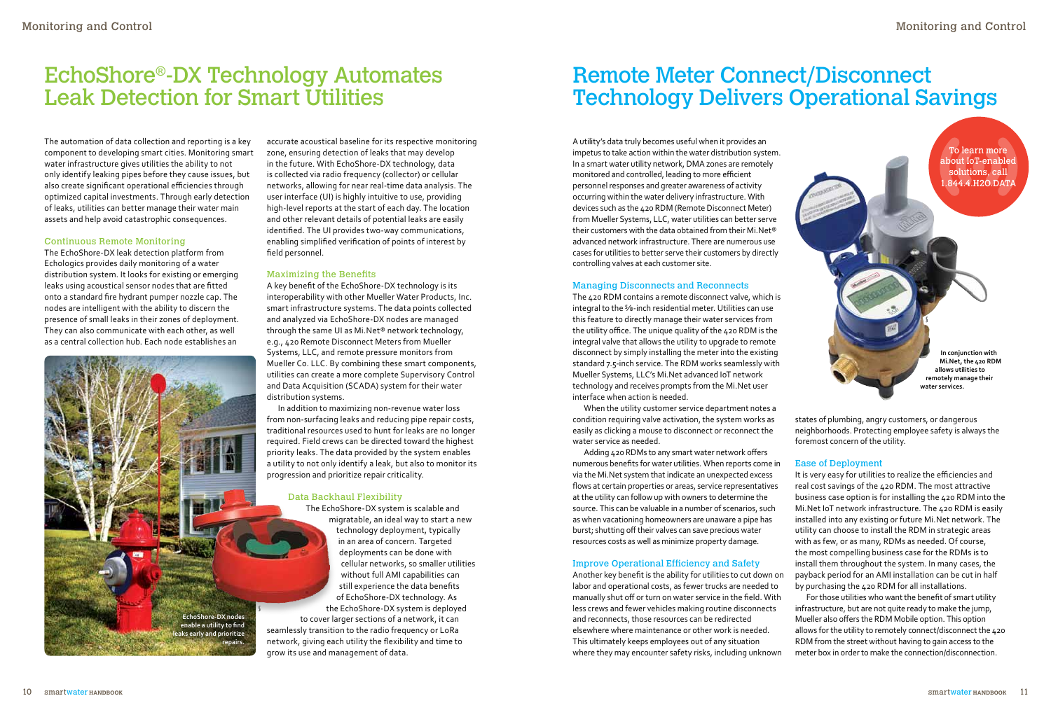# EchoShore®-DX Technology Automates Leak Detection for Smart Utilities

The automation of data collection and reporting is a key component to developing smart cities. Monitoring smart water infrastructure gives utilities the ability to not only identify leaking pipes before they cause issues, but also create significant operational efficiencies through optimized capital investments. Through early detection of leaks, utilities can better manage their water main assets and help avoid catastrophic consequences.

## Continuous Remote Monitoring

The EchoShore-DX leak detection platform from Echologics provides daily monitoring of a water distribution system. It looks for existing or emerging leaks using acoustical sensor nodes that are fitted onto a standard fire hydrant pumper nozzle cap. The nodes are intelligent with the ability to discern the presence of small leaks in their zones of deployment. They can also communicate with each other, as well as a central collection hub. Each node establishes an accurate acoustical baseline for its respective monitoring zone, ensuring detection of leaks that may develop in the future. With EchoShore-DX technology, data is collected via radio frequency (collector) or cellular networks, allowing for near real-time data analysis. The user interface (UI) is highly intuitive to use, providing high-level reports at the start of each day. The location and other relevant details of potential leaks are easily identified. The UI provides two-way communications, enabling simplified verification of points of interest by field personnel.

## Maximizing the Benefits

A key benefit of the EchoShore-DX technology is its interoperability with other Mueller Water Products, Inc. smart infrastructure systems. The data points collected and analyzed via EchoShore-DX nodes are managed through the same UI as Mi.Net® network technology, e.g., 420 Remote Disconnect Meters from Mueller Systems, LLC, and remote pressure monitors from Mueller Co. LLC. By combining these smart components, utilities can create a more complete Supervisory Control and Data Acquisition (SCADA) system for their water distribution systems.

In addition to maximizing non-revenue water loss from non-surfacing leaks and reducing pipe repair costs, traditional resources used to hunt for leaks are no longer required. Field crews can be directed toward the highest priority leaks. The data provided by the system enables a utility to not only identify a leak, but also to monitor its progression and prioritize repair criticality.

## Data Backhaul Flexibility

The EchoShore-DX system is scalable and migratable, an ideal way to start a new technology deployment, typically in an area of concern. Targeted deployments can be done with cellular networks, so smaller utilities without full AMI capabilities can still experience the data benefits of EchoShore-DX technology. As the EchoShore-DX system is deployed to cover larger sections of a network, it can seamlessly transition to the radio frequency or LoRa network, giving each utility the flexibility and time to grow its use and management of data.

**EchoShore-DX nodes enable a utility to find leaks early and prioritize repairs.**

# Remote Meter Connect/Disconnect Technology Delivers Operational Savings

A utility's data truly becomes useful when it provides an impetus to take action within the water distribution system. In a smart water utility network, DMA zones are remotely monitored and controlled, leading to more efficient personnel responses and greater awareness of activity occurring within the water delivery infrastructure. With devices such as the 420 RDM (Remote Disconnect Meter) from Mueller Systems, LLC, water utilities can better serve their customers with the data obtained from their Mi.Net® advanced network infrastructure. There are numerous use cases for utilities to better serve their customers by directly controlling valves at each customer site.

## Managing Disconnects and Reconnects

The 420 RDM contains a remote disconnect valve, which is integral to the ⅝-inch residential meter. Utilities can use this feature to directly manage their water services from the utility office. The unique quality of the 420 RDM is the integral valve that allows the utility to upgrade to remote disconnect by simply installing the meter into the existing standard 7.5-inch service. The RDM works seamlessly with Mueller Systems, LLC's Mi.Net advanced IoT network technology and receives prompts from the Mi.Net user interface when action is needed.

When the utility customer service department notes a condition requiring valve activation, the system works as easily as clicking a mouse to disconnect or reconnect the water service as needed.

Adding 420 RDMs to any smart water network offers numerous benefits for water utilities. When reports come in via the Mi.Net system that indicate an unexpected excess flows at certain properties or areas, service representatives at the utility can follow up with owners to determine the source. This can be valuable in a number of scenarios, such as when vacationing homeowners are unaware a pipe has burst; shutting off their valves can save precious water resources costs as well as minimize property damage.

## Improve Operational Efficiency and Safety

Another key benefit is the ability for utilities to cut down on labor and operational costs, as fewer trucks are needed to manually shut off or turn on water service in the field. With less crews and fewer vehicles making routine disconnects and reconnects, those resources can be redirected elsewhere where maintenance or other work is needed. This ultimately keeps employees out of any situation where they may encounter safety risks, including unknown states of plumbing, angry customers, or dangerous neighborhoods. Protecting employee safety is always the foremost concern of the utility.

## Ease of Deployment

It is very easy for utilities to realize the efficiencies and real cost savings of the 420 RDM. The most attractive business case option is for installing the 420 RDM into the Mi.Net IoT network infrastructure. The 420 RDM is easily installed into any existing or future Mi.Net network. The utility can choose to install the RDM in strategic areas with as few, or as many, RDMs as needed. Of course, the most compelling business case for the RDMs is to install them throughout the system. In many cases, the payback period for an AMI installation can be cut in half by purchasing the 420 RDM for all installations.

For those utilities who want the benefit of smart utility infrastructure, but are not quite ready to make the jump, Mueller also offers the RDM Mobile option. This option allows for the utility to remotely connect/disconnect the 420 RDM from the street without having to gain access to the meter box in order to make the connection/disconnection.

**In conjunction with Mi.Net, the 420 RDM allows utilities to remotely manage their water services.**

To learn more about IoT-enabled solutions, call 1.844.4.H2O.DATA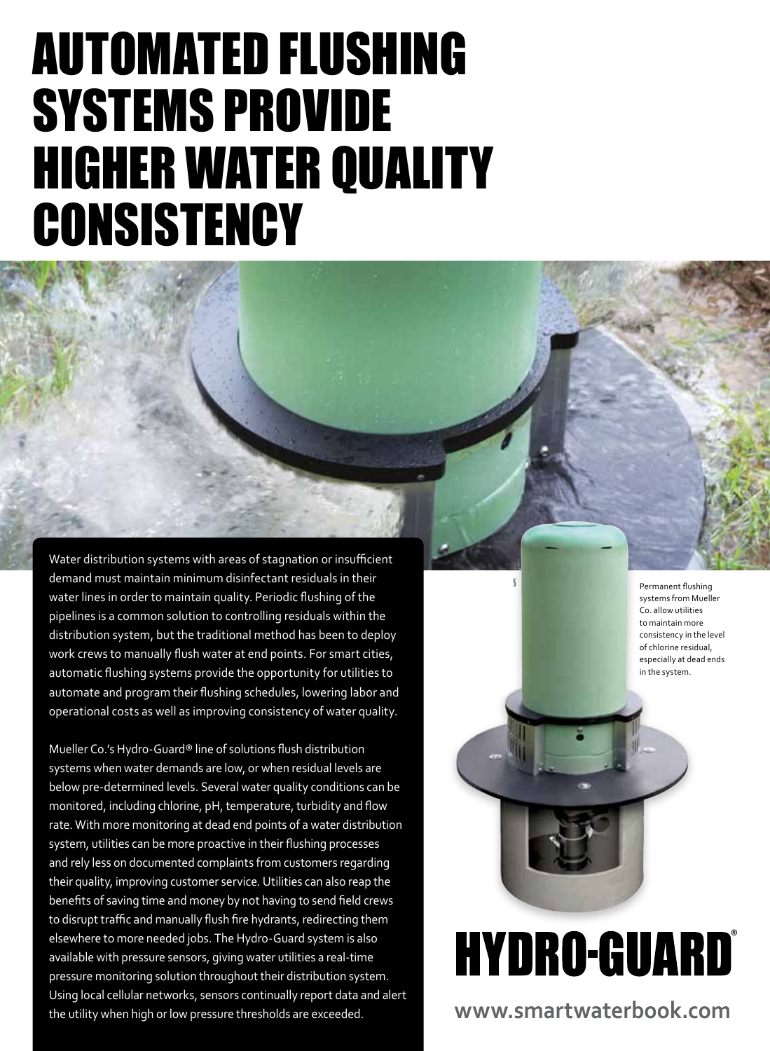# AUTOMATED FLUSHING SYSTEMS PROVIDE HIGHER WATER QUALITY CONSISTENCY

Water distribution systems with areas of stagnation or insufficient demand must maintain minimum disinfectant residuals in their water lines in order to maintain quality. Periodic flushing of the pipelines is a common solution to controlling residuals within the distribution system, but the traditional method has been to deploy work crews to manually flush water at end points. For smart cities, automatic flushing systems provide the opportunity for utilities to automate and program their flushing schedules, lowering labor and operational costs as well as improving consistency of water quality.

Mueller Co.'s Hydro-Guard® line of solutions flush distribution systems when water demands are low, or when residual levels are below pre-determined levels. Several water quality conditions can be monitored, including chlorine, pH, temperature, turbidity and flow rate. With more monitoring at dead end points of a water distribution system, utilities can be more proactive in their flushing processes and rely less on documented complaints from customers regarding their quality, improving customer service. Utilities can also reap the benefits of saving time and money by not having to send field crews to disrupt traffic and manually flush fire hydrants, redirecting them elsewhere to more needed jobs. The Hydro-Guard system is also available with pressure sensors, giving water utilities a real-time pressure monitoring solution throughout their distribution system. Using local cellular networks, sensors continually report data and alert the utility when high or low pressure thresholds are exceeded.

Permanent flushing systems from Mueller Co. allow utilities to maintain more consistency in the level of chlorine residual, especially at dead ends in the system.

HYDRO-GUARD®

www.smartwaterbook.com